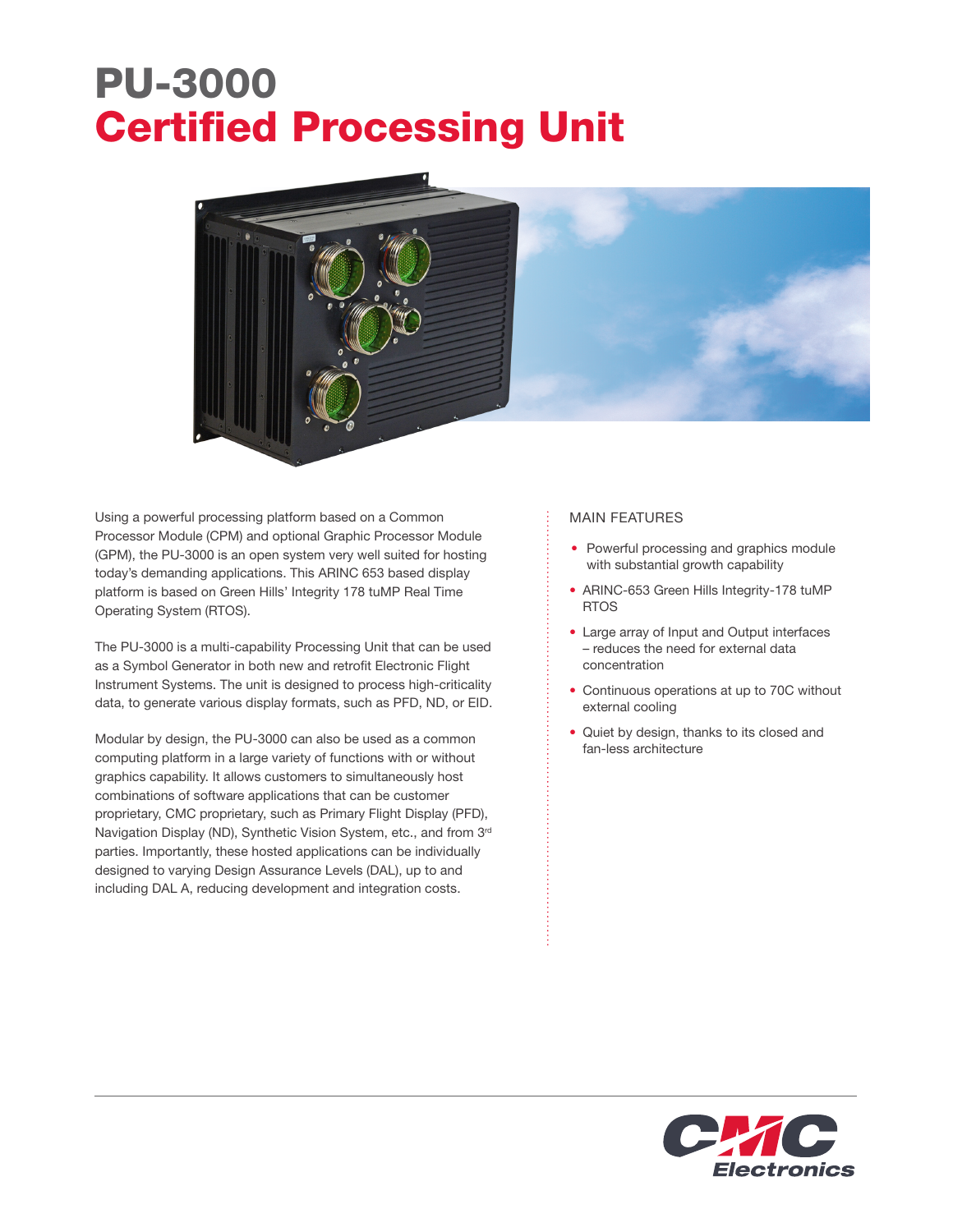# PU-3000
# Certified Processing Unit

Using a powerful processing platform based on a Common Processor Module (CPM) and optional Graphic Processor Module (GPM), the PU-3000 is an open system very well suited for hosting today's demanding applications. This ARINC 653 based display platform is based on Green Hills' Integrity 178 tuMP Real Time Operating System (RTOS).

The PU-3000 is a multi-capability Processing Unit that can be used as a Symbol Generator in both new and retrofit Electronic Flight Instrument Systems. The unit is designed to process high-criticality data, to generate various display formats, such as PFD, ND, or EID.

Modular by design, the PU-3000 can also be used as a common computing platform in a large variety of functions with or without graphics capability. It allows customers to simultaneously host combinations of software applications that can be customer proprietary, CMC proprietary, such as Primary Flight Display (PFD), Navigation Display (ND), Synthetic Vision System, etc., and from 3rd parties. Importantly, these hosted applications can be individually designed to varying Design Assurance Levels (DAL), up to and including DAL A, reducing development and integration costs.

## MAIN FEATURES

- Powerful processing and graphics module with substantial growth capability
- ARINC-653 Green Hills Integrity-178 tuMP RTOS
- Large array of Input and Output interfaces – reduces the need for external data concentration
- Continuous operations at up to 70C without external cooling
- Quiet by design, thanks to its closed and fan-less architecture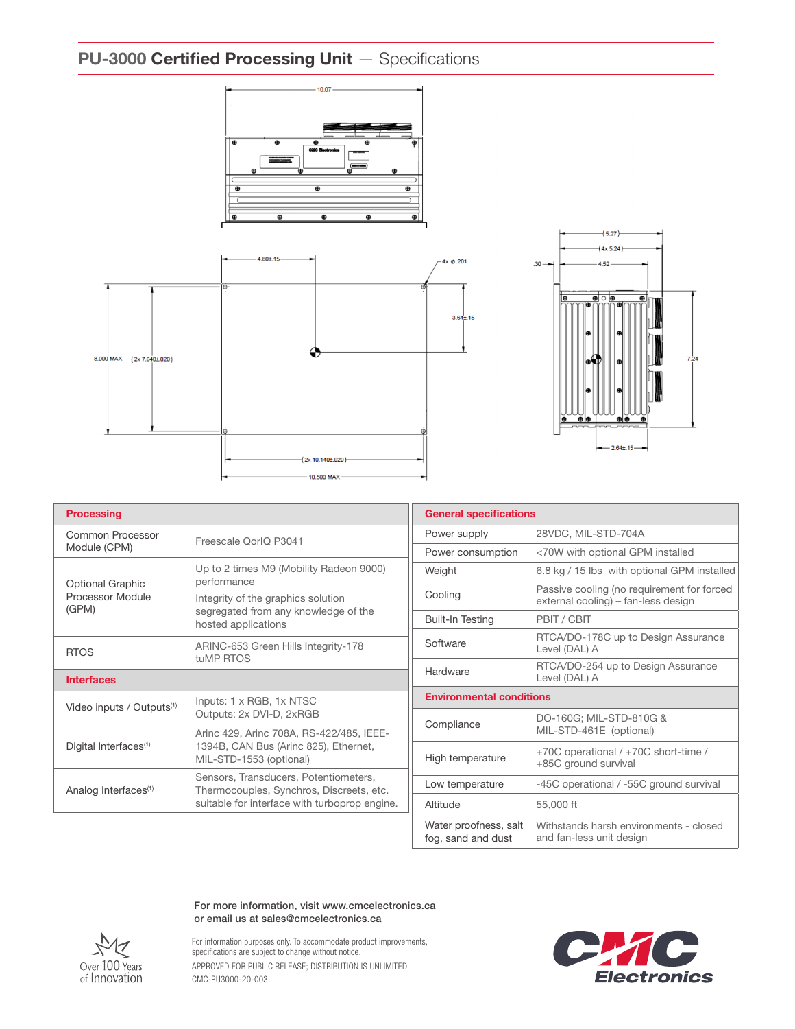# PU-3000 Certified Processing Unit — Specifications

10.07

CMC Electronics

4.80±.15

4x ⌀.201

3.64±.15

8.000 MAX

(2x 7.640±.020)

(2x 10.140±.020)

10.500 MAX

(5.27)

(4x 5.24)

.30

4.52

7.24

2.64±.15

| Processing | |
|---|---|
| Common Processor Module (CPM) | Freescale QorIQ P3041 |
| Optional Graphic Processor Module (GPM) | Up to 2 times M9 (Mobility Radeon 9000) performance<br>Integrity of the graphics solution segregated from any knowledge of the hosted applications |
| RTOS | ARINC-653 Green Hills Integrity-178 tuMP RTOS |
| **Interfaces** | |
| Video inputs / Outputs[(1)] | Inputs: 1 x RGB, 1x NTSC<br>Outputs: 2x DVI-D, 2xRGB |
| Digital Interfaces[(1)] | Arinc 429, Arinc 708A, RS-422/485, IEEE-1394B, CAN Bus (Arinc 825), Ethernet, MIL-STD-1553 (optional) |
| Analog Interfaces[(1)] | Sensors, Transducers, Potentiometers, Thermocouples, Synchros, Discreets, etc. suitable for interface with turboprop engine. |

| General specifications | |
|---|---|
| Power supply | 28VDC, MIL-STD-704A |
| Power consumption | <70W with optional GPM installed |
| Weight | 6.8 kg / 15 lbs with optional GPM installed |
| Cooling | Passive cooling (no requirement for forced external cooling) – fan-less design |
| Built-In Testing | PBIT / CBIT |
| Software | RTCA/DO-178C up to Design Assurance Level (DAL) A |
| Hardware | RTCA/DO-254 up to Design Assurance Level (DAL) A |
| **Environmental conditions** | |
| Compliance | DO-160G; MIL-STD-810G & MIL-STD-461E (optional) |
| High temperature | +70C operational / +70C short-time / +85C ground survival |
| Low temperature | -45C operational / -55C ground survival |
| Altitude | 55,000 ft |
| Water proofness, salt fog, sand and dust | Withstands harsh environments - closed and fan-less unit design |

**For more information, visit www.cmcelectronics.ca**
**or email us at sales@cmcelectronics.ca**

For information purposes only. To accommodate product improvements, specifications are subject to change without notice.

APPROVED FOR PUBLIC RELEASE; DISTRIBUTION IS UNLIMITED

CMC-PU3000-20-003

Over 100 Years of Innovation

CMC Electronics